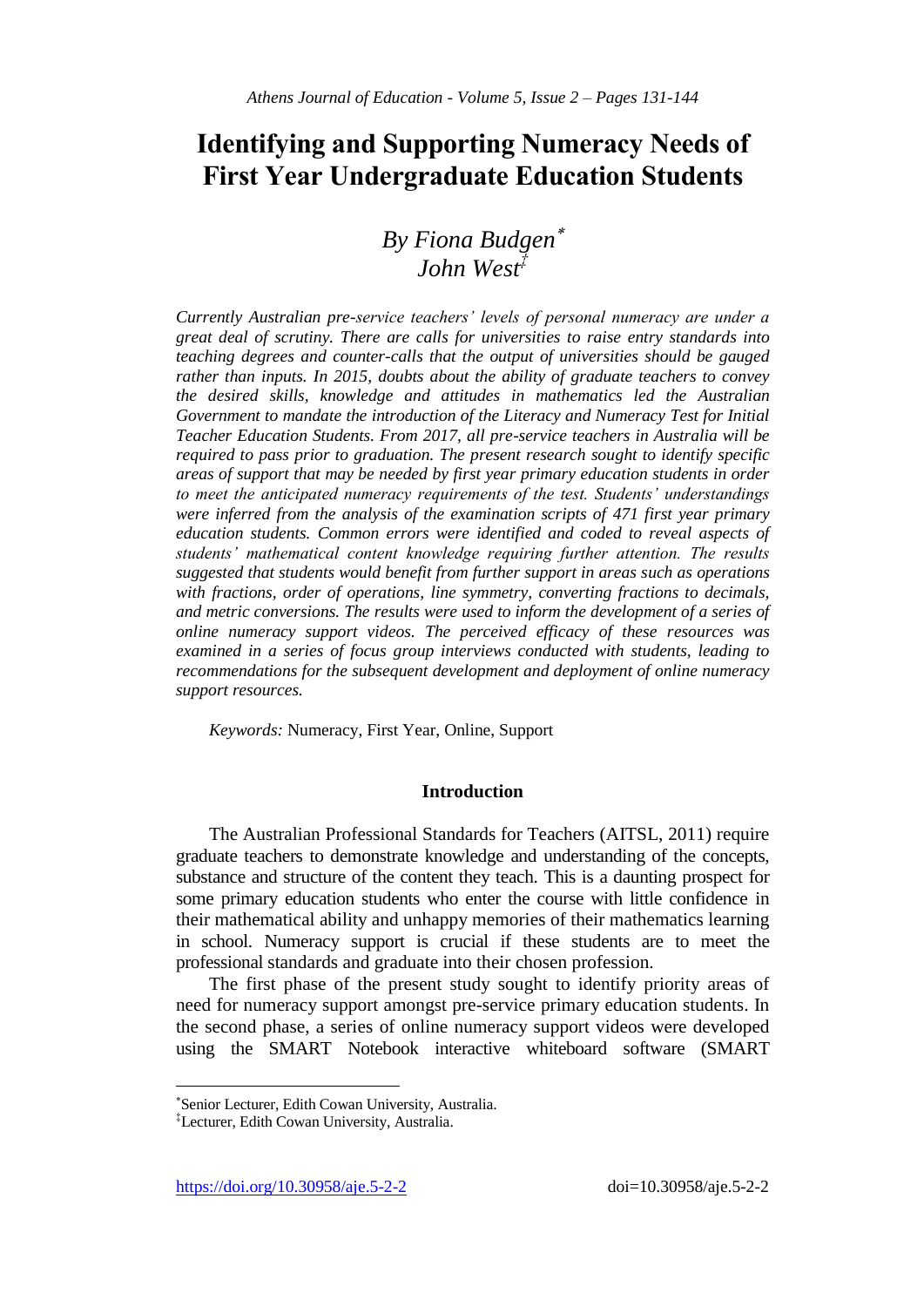# Identifying and Supporting Numeracy Needs of First Year Undergraduate Education Students

## *By Fiona Budgen[*]* *John West[‡]*

*Currently Australian pre-service teachers' levels of personal numeracy are under a great deal of scrutiny. There are calls for universities to raise entry standards into teaching degrees and counter-calls that the output of universities should be gauged rather than inputs. In 2015, doubts about the ability of graduate teachers to convey the desired skills, knowledge and attitudes in mathematics led the Australian Government to mandate the introduction of the Literacy and Numeracy Test for Initial Teacher Education Students. From 2017, all pre-service teachers in Australia will be required to pass prior to graduation. The present research sought to identify specific areas of support that may be needed by first year primary education students in order to meet the anticipated numeracy requirements of the test. Students' understandings were inferred from the analysis of the examination scripts of 471 first year primary education students. Common errors were identified and coded to reveal aspects of students' mathematical content knowledge requiring further attention. The results suggested that students would benefit from further support in areas such as operations with fractions, order of operations, line symmetry, converting fractions to decimals, and metric conversions. The results were used to inform the development of a series of online numeracy support videos. The perceived efficacy of these resources was examined in a series of focus group interviews conducted with students, leading to recommendations for the subsequent development and deployment of online numeracy support resources.*

*Keywords:* Numeracy, First Year, Online, Support

## Introduction

The Australian Professional Standards for Teachers (AITSL, 2011) require graduate teachers to demonstrate knowledge and understanding of the concepts, substance and structure of the content they teach. This is a daunting prospect for some primary education students who enter the course with little confidence in their mathematical ability and unhappy memories of their mathematics learning in school. Numeracy support is crucial if these students are to meet the professional standards and graduate into their chosen profession.

The first phase of the present study sought to identify priority areas of need for numeracy support amongst pre-service primary education students. In the second phase, a series of online numeracy support videos were developed using the SMART Notebook interactive whiteboard software (SMART

---

[*] Senior Lecturer, Edith Cowan University, Australia.

[‡] Lecturer, Edith Cowan University, Australia.

https://doi.org/10.30958/aje.5-2-2 doi=10.30958/aje.5-2-2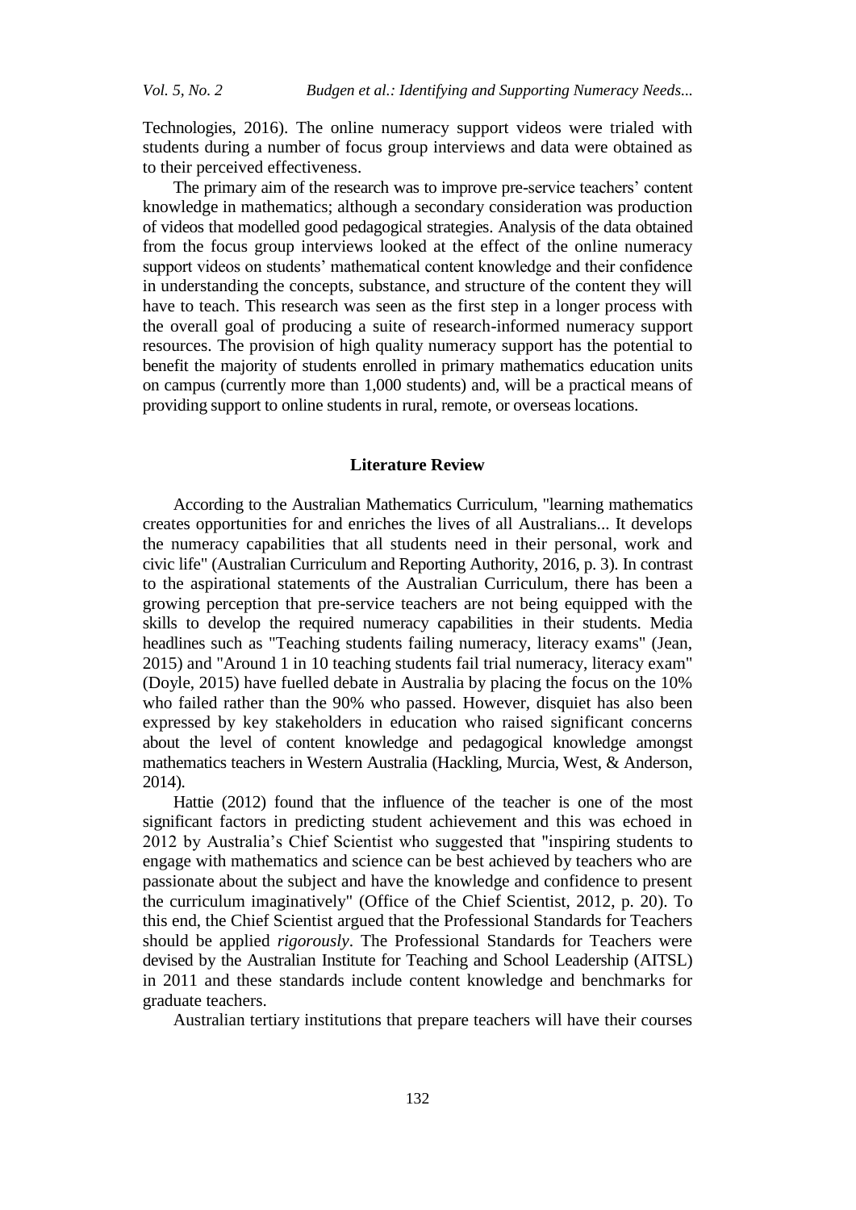Technologies, 2016). The online numeracy support videos were trialed with students during a number of focus group interviews and data were obtained as to their perceived effectiveness.

The primary aim of the research was to improve pre-service teachers' content knowledge in mathematics; although a secondary consideration was production of videos that modelled good pedagogical strategies. Analysis of the data obtained from the focus group interviews looked at the effect of the online numeracy support videos on students' mathematical content knowledge and their confidence in understanding the concepts, substance, and structure of the content they will have to teach. This research was seen as the first step in a longer process with the overall goal of producing a suite of research-informed numeracy support resources. The provision of high quality numeracy support has the potential to benefit the majority of students enrolled in primary mathematics education units on campus (currently more than 1,000 students) and, will be a practical means of providing support to online students in rural, remote, or overseas locations.

## Literature Review

According to the Australian Mathematics Curriculum, "learning mathematics creates opportunities for and enriches the lives of all Australians... It develops the numeracy capabilities that all students need in their personal, work and civic life" (Australian Curriculum and Reporting Authority, 2016, p. 3). In contrast to the aspirational statements of the Australian Curriculum, there has been a growing perception that pre-service teachers are not being equipped with the skills to develop the required numeracy capabilities in their students. Media headlines such as "Teaching students failing numeracy, literacy exams" (Jean, 2015) and "Around 1 in 10 teaching students fail trial numeracy, literacy exam" (Doyle, 2015) have fuelled debate in Australia by placing the focus on the 10% who failed rather than the 90% who passed. However, disquiet has also been expressed by key stakeholders in education who raised significant concerns about the level of content knowledge and pedagogical knowledge amongst mathematics teachers in Western Australia (Hackling, Murcia, West, & Anderson, 2014).

Hattie (2012) found that the influence of the teacher is one of the most significant factors in predicting student achievement and this was echoed in 2012 by Australia's Chief Scientist who suggested that "inspiring students to engage with mathematics and science can be best achieved by teachers who are passionate about the subject and have the knowledge and confidence to present the curriculum imaginatively" (Office of the Chief Scientist, 2012, p. 20). To this end, the Chief Scientist argued that the Professional Standards for Teachers should be applied *rigorously*. The Professional Standards for Teachers were devised by the Australian Institute for Teaching and School Leadership (AITSL) in 2011 and these standards include content knowledge and benchmarks for graduate teachers.

Australian tertiary institutions that prepare teachers will have their courses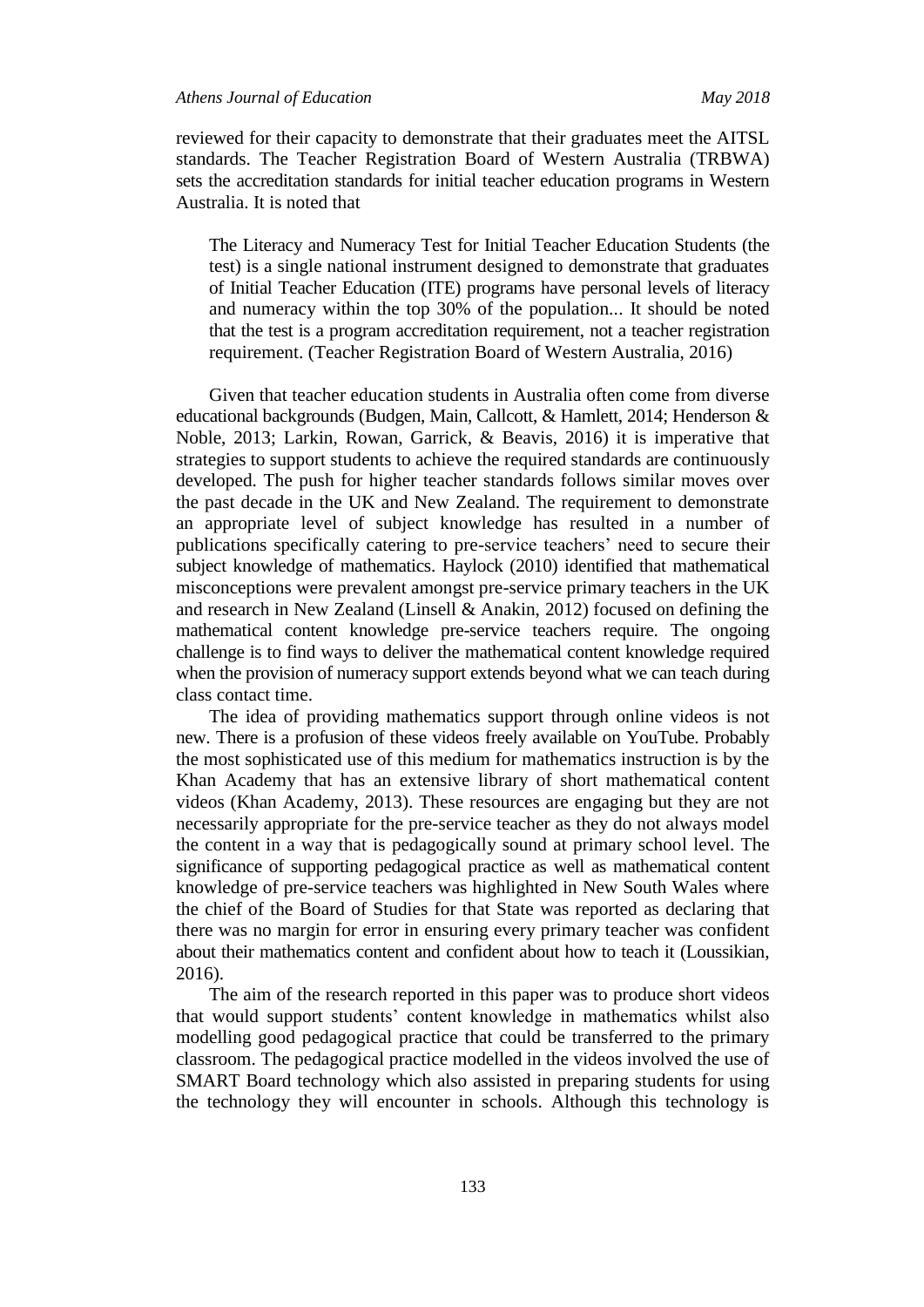reviewed for their capacity to demonstrate that their graduates meet the AITSL standards. The Teacher Registration Board of Western Australia (TRBWA) sets the accreditation standards for initial teacher education programs in Western Australia. It is noted that

> The Literacy and Numeracy Test for Initial Teacher Education Students (the test) is a single national instrument designed to demonstrate that graduates of Initial Teacher Education (ITE) programs have personal levels of literacy and numeracy within the top 30% of the population... It should be noted that the test is a program accreditation requirement, not a teacher registration requirement. (Teacher Registration Board of Western Australia, 2016)

Given that teacher education students in Australia often come from diverse educational backgrounds (Budgen, Main, Callcott, & Hamlett, 2014; Henderson & Noble, 2013; Larkin, Rowan, Garrick, & Beavis, 2016) it is imperative that strategies to support students to achieve the required standards are continuously developed. The push for higher teacher standards follows similar moves over the past decade in the UK and New Zealand. The requirement to demonstrate an appropriate level of subject knowledge has resulted in a number of publications specifically catering to pre-service teachers' need to secure their subject knowledge of mathematics. Haylock (2010) identified that mathematical misconceptions were prevalent amongst pre-service primary teachers in the UK and research in New Zealand (Linsell & Anakin, 2012) focused on defining the mathematical content knowledge pre-service teachers require. The ongoing challenge is to find ways to deliver the mathematical content knowledge required when the provision of numeracy support extends beyond what we can teach during class contact time.

The idea of providing mathematics support through online videos is not new. There is a profusion of these videos freely available on YouTube. Probably the most sophisticated use of this medium for mathematics instruction is by the Khan Academy that has an extensive library of short mathematical content videos (Khan Academy, 2013). These resources are engaging but they are not necessarily appropriate for the pre-service teacher as they do not always model the content in a way that is pedagogically sound at primary school level. The significance of supporting pedagogical practice as well as mathematical content knowledge of pre-service teachers was highlighted in New South Wales where the chief of the Board of Studies for that State was reported as declaring that there was no margin for error in ensuring every primary teacher was confident about their mathematics content and confident about how to teach it (Loussikian, 2016).

The aim of the research reported in this paper was to produce short videos that would support students' content knowledge in mathematics whilst also modelling good pedagogical practice that could be transferred to the primary classroom. The pedagogical practice modelled in the videos involved the use of SMART Board technology which also assisted in preparing students for using the technology they will encounter in schools. Although this technology is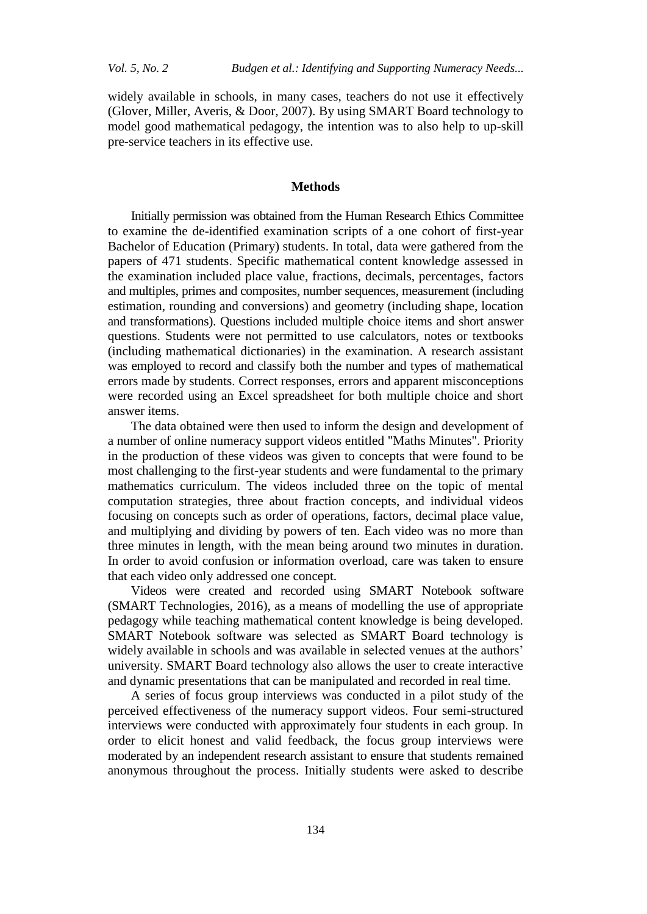widely available in schools, in many cases, teachers do not use it effectively (Glover, Miller, Averis, & Door, 2007). By using SMART Board technology to model good mathematical pedagogy, the intention was to also help to up-skill pre-service teachers in its effective use.

## Methods

Initially permission was obtained from the Human Research Ethics Committee to examine the de-identified examination scripts of a one cohort of first-year Bachelor of Education (Primary) students. In total, data were gathered from the papers of 471 students. Specific mathematical content knowledge assessed in the examination included place value, fractions, decimals, percentages, factors and multiples, primes and composites, number sequences, measurement (including estimation, rounding and conversions) and geometry (including shape, location and transformations). Questions included multiple choice items and short answer questions. Students were not permitted to use calculators, notes or textbooks (including mathematical dictionaries) in the examination. A research assistant was employed to record and classify both the number and types of mathematical errors made by students. Correct responses, errors and apparent misconceptions were recorded using an Excel spreadsheet for both multiple choice and short answer items.

The data obtained were then used to inform the design and development of a number of online numeracy support videos entitled "Maths Minutes". Priority in the production of these videos was given to concepts that were found to be most challenging to the first-year students and were fundamental to the primary mathematics curriculum. The videos included three on the topic of mental computation strategies, three about fraction concepts, and individual videos focusing on concepts such as order of operations, factors, decimal place value, and multiplying and dividing by powers of ten. Each video was no more than three minutes in length, with the mean being around two minutes in duration. In order to avoid confusion or information overload, care was taken to ensure that each video only addressed one concept.

Videos were created and recorded using SMART Notebook software (SMART Technologies, 2016), as a means of modelling the use of appropriate pedagogy while teaching mathematical content knowledge is being developed. SMART Notebook software was selected as SMART Board technology is widely available in schools and was available in selected venues at the authors' university. SMART Board technology also allows the user to create interactive and dynamic presentations that can be manipulated and recorded in real time.

A series of focus group interviews was conducted in a pilot study of the perceived effectiveness of the numeracy support videos. Four semi-structured interviews were conducted with approximately four students in each group. In order to elicit honest and valid feedback, the focus group interviews were moderated by an independent research assistant to ensure that students remained anonymous throughout the process. Initially students were asked to describe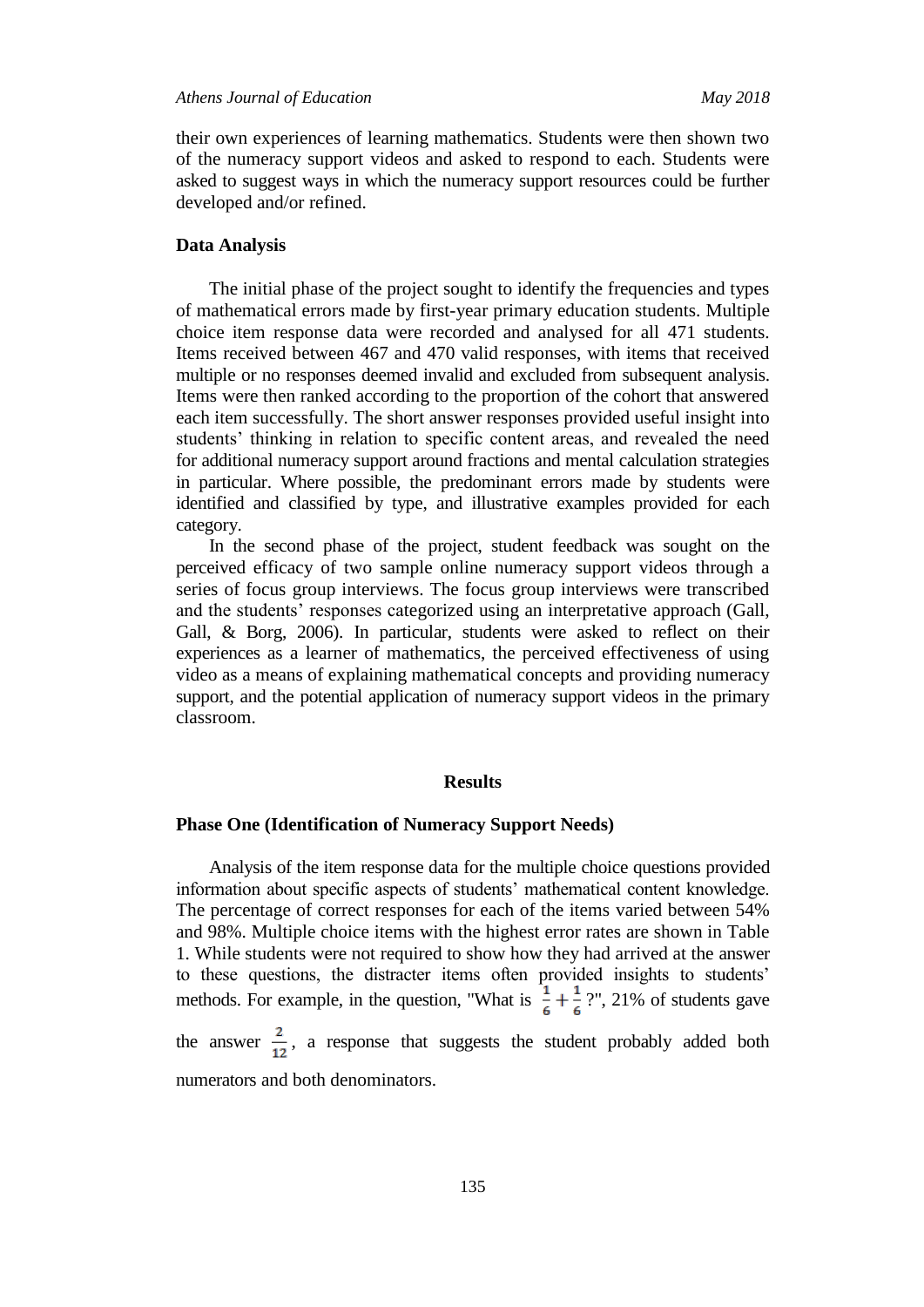their own experiences of learning mathematics. Students were then shown two of the numeracy support videos and asked to respond to each. Students were asked to suggest ways in which the numeracy support resources could be further developed and/or refined.

### Data Analysis

The initial phase of the project sought to identify the frequencies and types of mathematical errors made by first-year primary education students. Multiple choice item response data were recorded and analysed for all 471 students. Items received between 467 and 470 valid responses, with items that received multiple or no responses deemed invalid and excluded from subsequent analysis. Items were then ranked according to the proportion of the cohort that answered each item successfully. The short answer responses provided useful insight into students' thinking in relation to specific content areas, and revealed the need for additional numeracy support around fractions and mental calculation strategies in particular. Where possible, the predominant errors made by students were identified and classified by type, and illustrative examples provided for each category.

In the second phase of the project, student feedback was sought on the perceived efficacy of two sample online numeracy support videos through a series of focus group interviews. The focus group interviews were transcribed and the students' responses categorized using an interpretative approach (Gall, Gall, & Borg, 2006). In particular, students were asked to reflect on their experiences as a learner of mathematics, the perceived effectiveness of using video as a means of explaining mathematical concepts and providing numeracy support, and the potential application of numeracy support videos in the primary classroom.

## Results

### Phase One (Identification of Numeracy Support Needs)

Analysis of the item response data for the multiple choice questions provided information about specific aspects of students' mathematical content knowledge. The percentage of correct responses for each of the items varied between 54% and 98%. Multiple choice items with the highest error rates are shown in Table 1. While students were not required to show how they had arrived at the answer to these questions, the distracter items often provided insights to students' methods. For example, in the question, "What is $\frac{1}{6}+\frac{1}{6}$?", 21% of students gave the answer $\frac{2}{12}$, a response that suggests the student probably added both numerators and both denominators.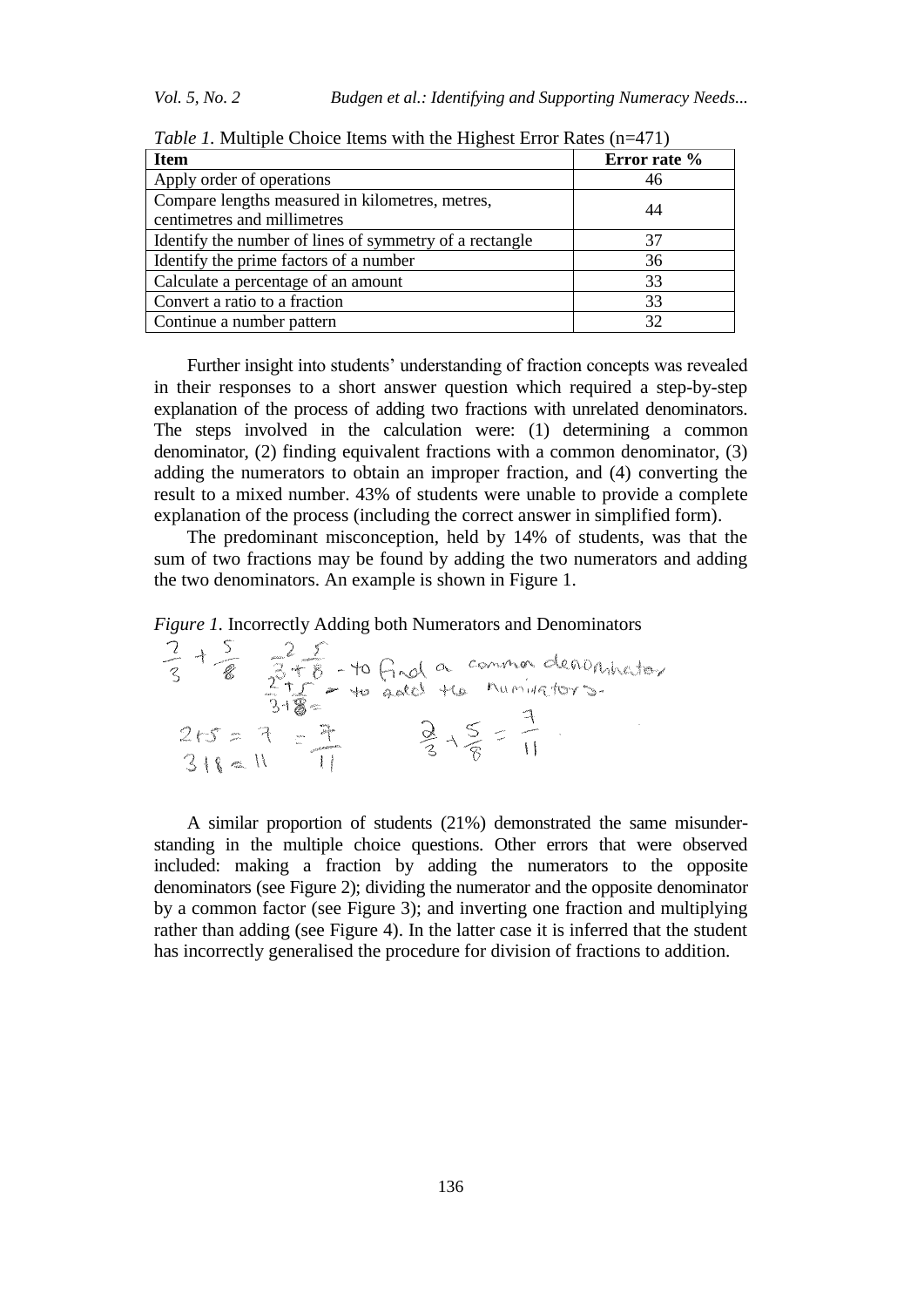*Table 1.* Multiple Choice Items with the Highest Error Rates (n=471)

| Item | Error rate % |
|---|---|
| Apply order of operations | 46 |
| Compare lengths measured in kilometres, metres, centimetres and millimetres | 44 |
| Identify the number of lines of symmetry of a rectangle | 37 |
| Identify the prime factors of a number | 36 |
| Calculate a percentage of an amount | 33 |
| Convert a ratio to a fraction | 33 |
| Continue a number pattern | 32 |

Further insight into students' understanding of fraction concepts was revealed in their responses to a short answer question which required a step-by-step explanation of the process of adding two fractions with unrelated denominators. The steps involved in the calculation were: (1) determining a common denominator, (2) finding equivalent fractions with a common denominator, (3) adding the numerators to obtain an improper fraction, and (4) converting the result to a mixed number. 43% of students were unable to provide a complete explanation of the process (including the correct answer in simplified form).

The predominant misconception, held by 14% of students, was that the sum of two fractions may be found by adding the two numerators and adding the two denominators. An example is shown in Figure 1.

*Figure 1.* Incorrectly Adding both Numerators and Denominators

A similar proportion of students (21%) demonstrated the same misunderstanding in the multiple choice questions. Other errors that were observed included: making a fraction by adding the numerators to the opposite denominators (see Figure 2); dividing the numerator and the opposite denominator by a common factor (see Figure 3); and inverting one fraction and multiplying rather than adding (see Figure 4). In the latter case it is inferred that the student has incorrectly generalised the procedure for division of fractions to addition.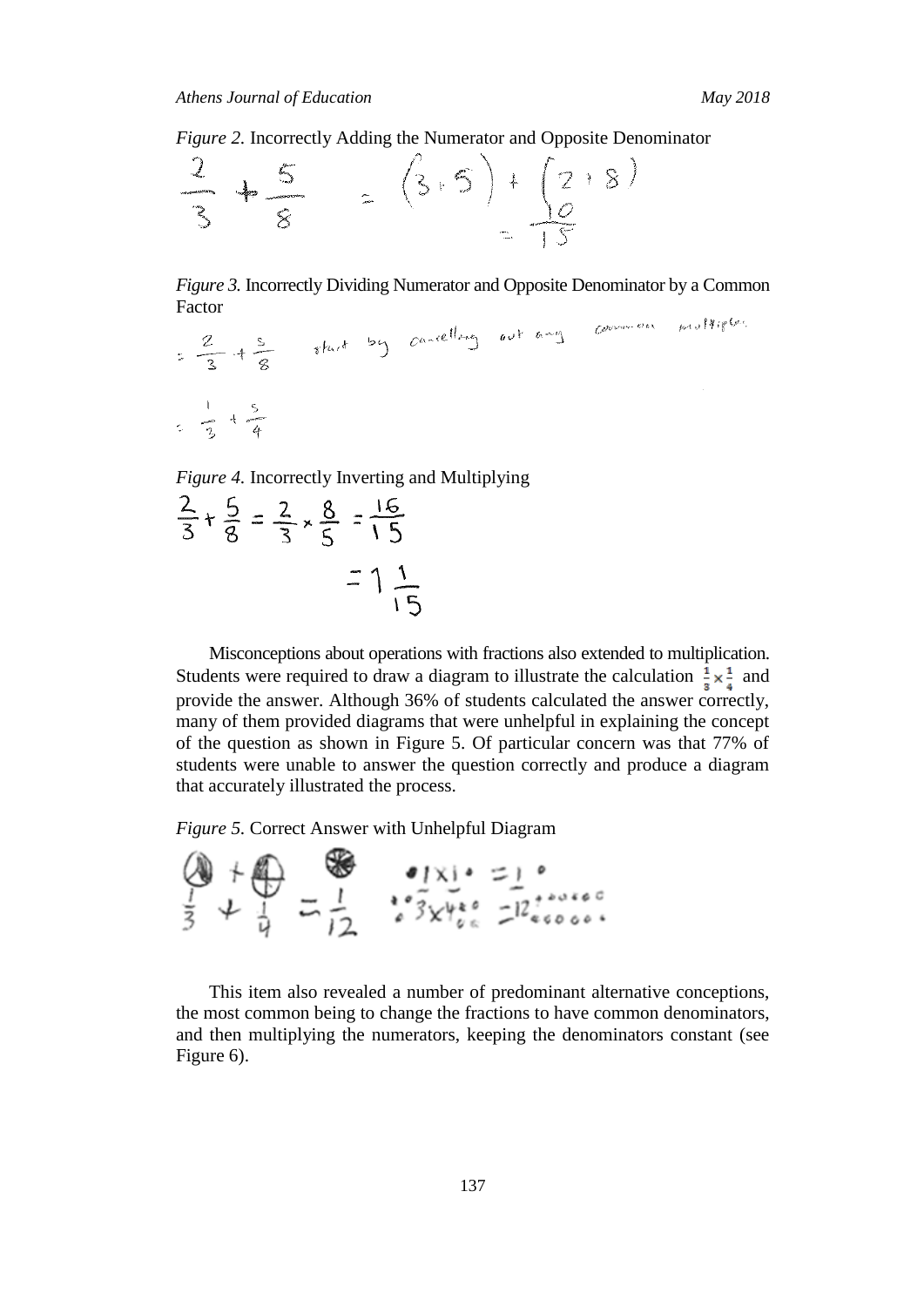*Figure 2.* Incorrectly Adding the Numerator and Opposite Denominator

$$\frac{2}{3} + \frac{5}{8} = \frac{(3+5)+(2+8)}{} = \frac{10}{15}$$

*Figure 3.* Incorrectly Dividing Numerator and Opposite Denominator by a Common Factor

$= \frac{2}{3} + \frac{5}{8}$ start by cancelling out any common multiples

$= \frac{1}{3} + \frac{5}{4}$

*Figure 4.* Incorrectly Inverting and Multiplying

$$\frac{2}{3} + \frac{5}{8} = \frac{2}{3} \times \frac{8}{5} = \frac{16}{15}$$

$$= 1\frac{1}{15}$$

Misconceptions about operations with fractions also extended to multiplication. Students were required to draw a diagram to illustrate the calculation $\frac{1}{3} \times \frac{1}{4}$ and provide the answer. Although 36% of students calculated the answer correctly, many of them provided diagrams that were unhelpful in explaining the concept of the question as shown in Figure 5. Of particular concern was that 77% of students were unable to answer the question correctly and produce a diagram that accurately illustrated the process.

*Figure 5.* Correct Answer with Unhelpful Diagram

$\frac{1}{3} + \frac{1}{4} = \frac{1}{12}$ $\quad \frac{1 \times 1}{3 \times 4} = \frac{1}{12}$

This item also revealed a number of predominant alternative conceptions, the most common being to change the fractions to have common denominators, and then multiplying the numerators, keeping the denominators constant (see Figure 6).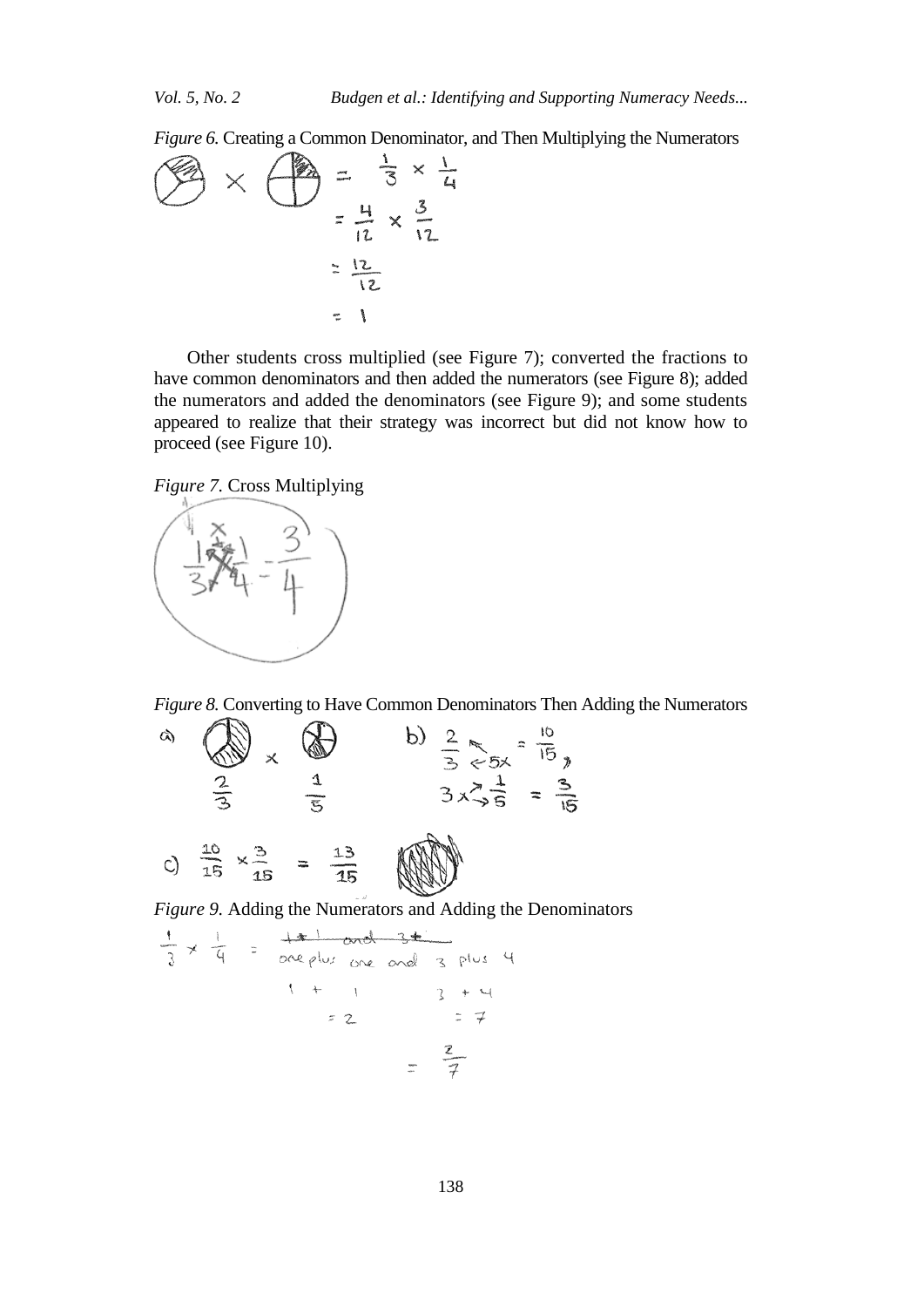*Figure 6.* Creating a Common Denominator, and Then Multiplying the Numerators

$$= \frac{1}{3} \times \frac{1}{4}$$
$$= \frac{4}{12} \times \frac{3}{12}$$
$$= \frac{12}{12}$$
$$= 1$$

Other students cross multiplied (see Figure 7); converted the fractions to have common denominators and then added the numerators (see Figure 8); added the numerators and added the denominators (see Figure 9); and some students appeared to realize that their strategy was incorrect but did not know how to proceed (see Figure 10).

*Figure 7.* Cross Multiplying

$$\frac{1}{3} \times \frac{1}{4} = \frac{3}{4}$$

*Figure 8.* Converting to Have Common Denominators Then Adding the Numerators

a) $\frac{2}{3} \times \frac{1}{5}$

b) $\frac{2}{3} \leftarrow 5\times = \frac{10}{15}$, $3\times \frac{1}{5} = \frac{3}{15}$

c) $\frac{10}{15} \times \frac{3}{15} = \frac{13}{15}$

*Figure 9.* Adding the Numerators and Adding the Denominators

$\frac{1}{3} \times \frac{1}{4} =$ ~~1+1 and 3+~~ one plus one and 3 plus 4

$1 + 1 = 2$ $\quad$ $3 + 4 = 7$

$= \frac{2}{7}$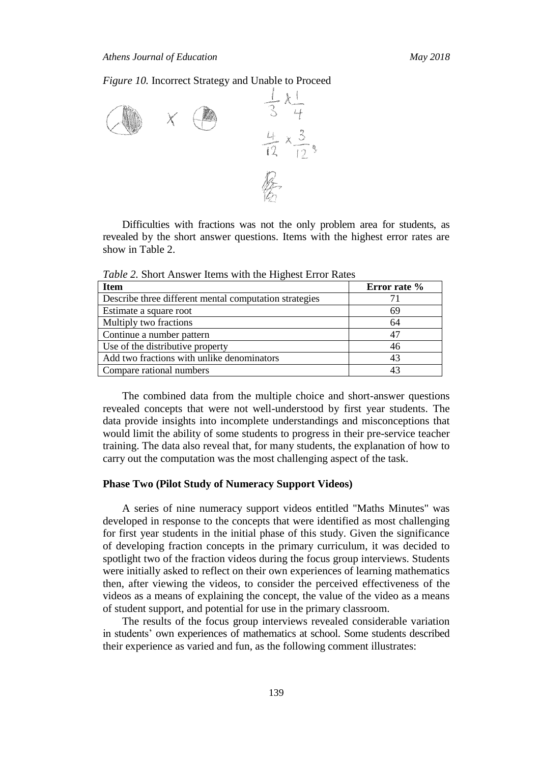*Figure 10.* Incorrect Strategy and Unable to Proceed

Difficulties with fractions was not the only problem area for students, as revealed by the short answer questions. Items with the highest error rates are show in Table 2.

*Table 2.* Short Answer Items with the Highest Error Rates

| Item | Error rate % |
|---|---|
| Describe three different mental computation strategies | 71 |
| Estimate a square root | 69 |
| Multiply two fractions | 64 |
| Continue a number pattern | 47 |
| Use of the distributive property | 46 |
| Add two fractions with unlike denominators | 43 |
| Compare rational numbers | 43 |

The combined data from the multiple choice and short-answer questions revealed concepts that were not well-understood by first year students. The data provide insights into incomplete understandings and misconceptions that would limit the ability of some students to progress in their pre-service teacher training. The data also reveal that, for many students, the explanation of how to carry out the computation was the most challenging aspect of the task.

**Phase Two (Pilot Study of Numeracy Support Videos)**

A series of nine numeracy support videos entitled "Maths Minutes" was developed in response to the concepts that were identified as most challenging for first year students in the initial phase of this study. Given the significance of developing fraction concepts in the primary curriculum, it was decided to spotlight two of the fraction videos during the focus group interviews. Students were initially asked to reflect on their own experiences of learning mathematics then, after viewing the videos, to consider the perceived effectiveness of the videos as a means of explaining the concept, the value of the video as a means of student support, and potential for use in the primary classroom.

The results of the focus group interviews revealed considerable variation in students' own experiences of mathematics at school. Some students described their experience as varied and fun, as the following comment illustrates: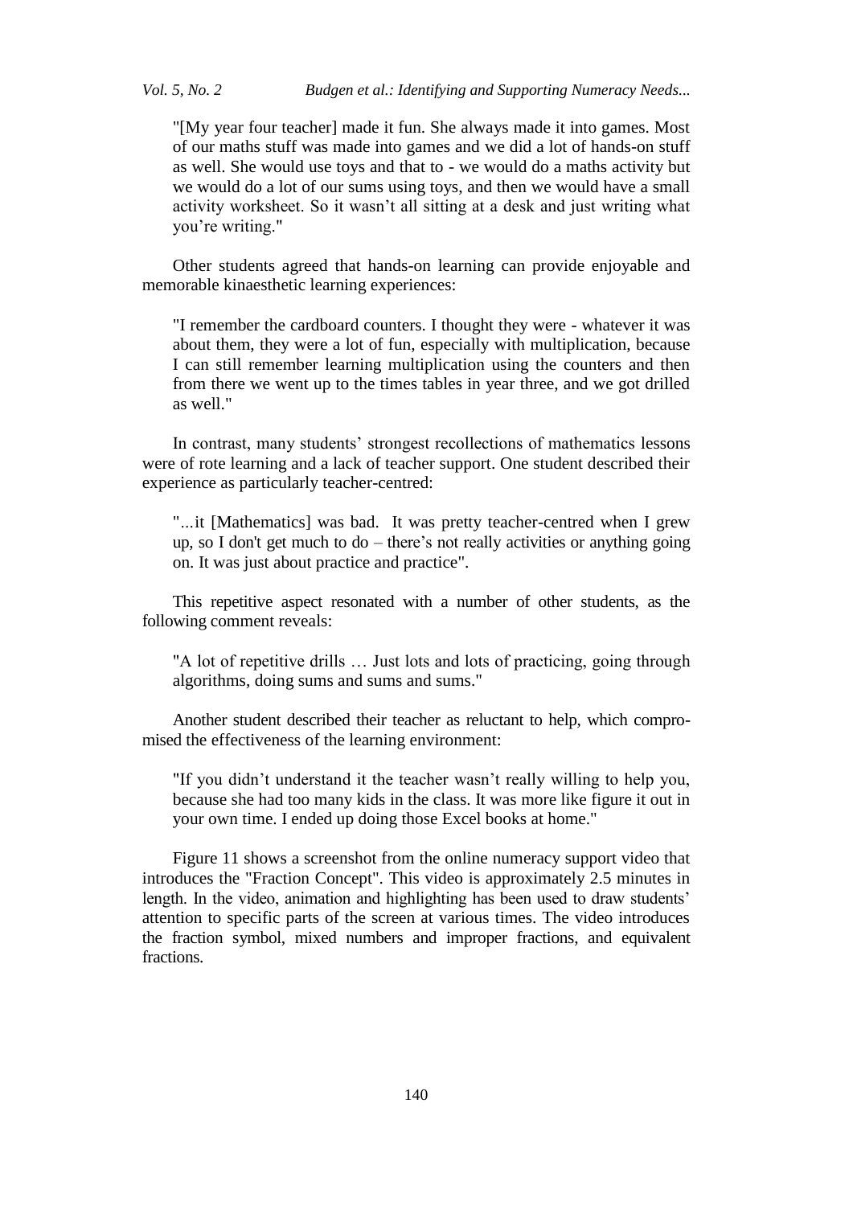> "[My year four teacher] made it fun. She always made it into games. Most of our maths stuff was made into games and we did a lot of hands-on stuff as well. She would use toys and that to - we would do a maths activity but we would do a lot of our sums using toys, and then we would have a small activity worksheet. So it wasn't all sitting at a desk and just writing what you're writing."

Other students agreed that hands-on learning can provide enjoyable and memorable kinaesthetic learning experiences:

> "I remember the cardboard counters. I thought they were - whatever it was about them, they were a lot of fun, especially with multiplication, because I can still remember learning multiplication using the counters and then from there we went up to the times tables in year three, and we got drilled as well."

In contrast, many students' strongest recollections of mathematics lessons were of rote learning and a lack of teacher support. One student described their experience as particularly teacher-centred:

> "...it [Mathematics] was bad. It was pretty teacher-centred when I grew up, so I don't get much to do – there's not really activities or anything going on. It was just about practice and practice".

This repetitive aspect resonated with a number of other students, as the following comment reveals:

> "A lot of repetitive drills … Just lots and lots of practicing, going through algorithms, doing sums and sums and sums."

Another student described their teacher as reluctant to help, which compromised the effectiveness of the learning environment:

> "If you didn't understand it the teacher wasn't really willing to help you, because she had too many kids in the class. It was more like figure it out in your own time. I ended up doing those Excel books at home."

Figure 11 shows a screenshot from the online numeracy support video that introduces the "Fraction Concept". This video is approximately 2.5 minutes in length. In the video, animation and highlighting has been used to draw students' attention to specific parts of the screen at various times. The video introduces the fraction symbol, mixed numbers and improper fractions, and equivalent fractions.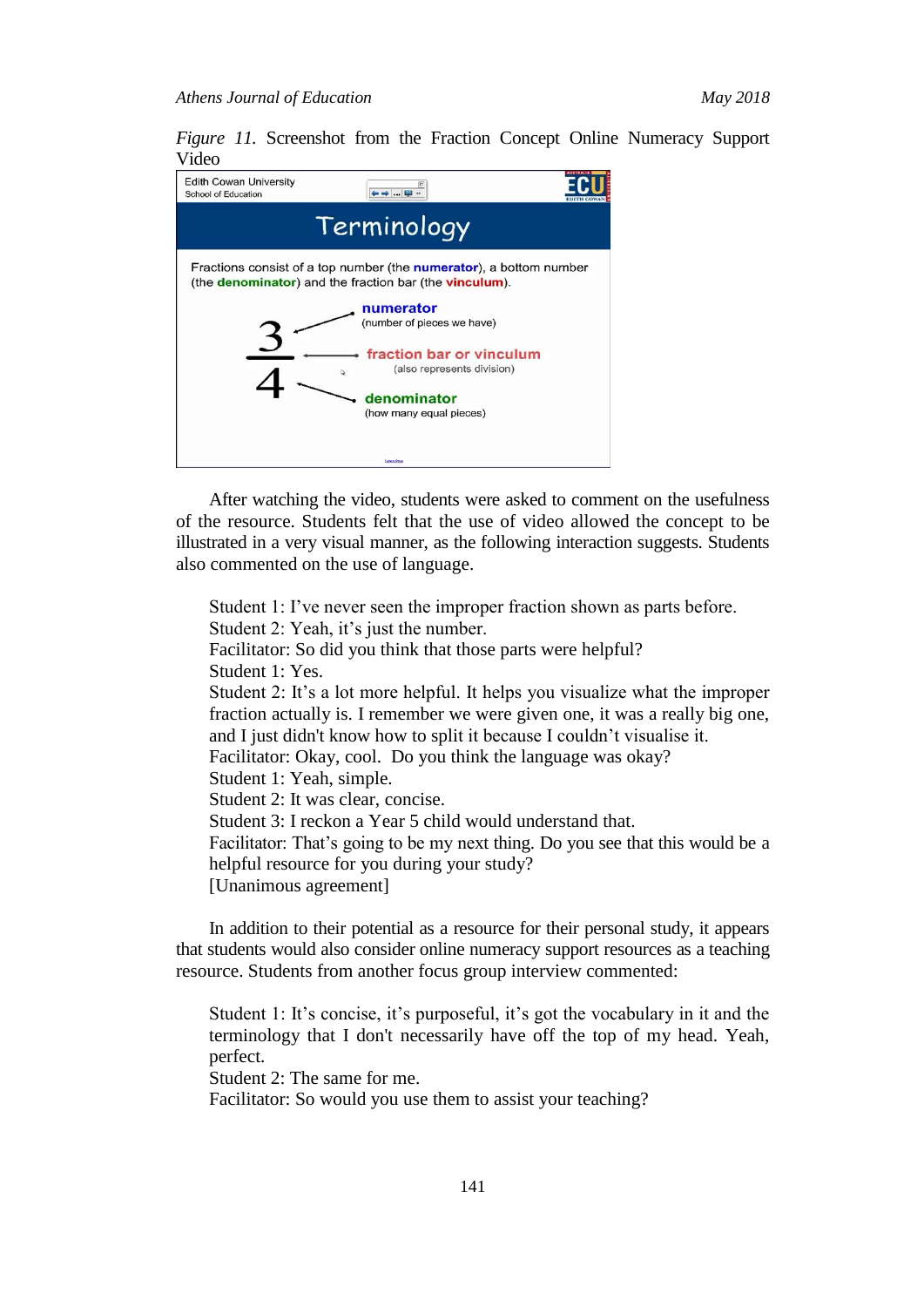*Figure 11.* Screenshot from the Fraction Concept Online Numeracy Support Video

After watching the video, students were asked to comment on the usefulness of the resource. Students felt that the use of video allowed the concept to be illustrated in a very visual manner, as the following interaction suggests. Students also commented on the use of language.

> Student 1: I've never seen the improper fraction shown as parts before.
> Student 2: Yeah, it's just the number.
> Facilitator: So did you think that those parts were helpful?
> Student 1: Yes.
> Student 2: It's a lot more helpful. It helps you visualize what the improper fraction actually is. I remember we were given one, it was a really big one, and I just didn't know how to split it because I couldn't visualise it.
> Facilitator: Okay, cool. Do you think the language was okay?
> Student 1: Yeah, simple.
> Student 2: It was clear, concise.
> Student 3: I reckon a Year 5 child would understand that.
> Facilitator: That's going to be my next thing. Do you see that this would be a helpful resource for you during your study?
> [Unanimous agreement]

In addition to their potential as a resource for their personal study, it appears that students would also consider online numeracy support resources as a teaching resource. Students from another focus group interview commented:

> Student 1: It's concise, it's purposeful, it's got the vocabulary in it and the terminology that I don't necessarily have off the top of my head. Yeah, perfect.
> Student 2: The same for me.
> Facilitator: So would you use them to assist your teaching?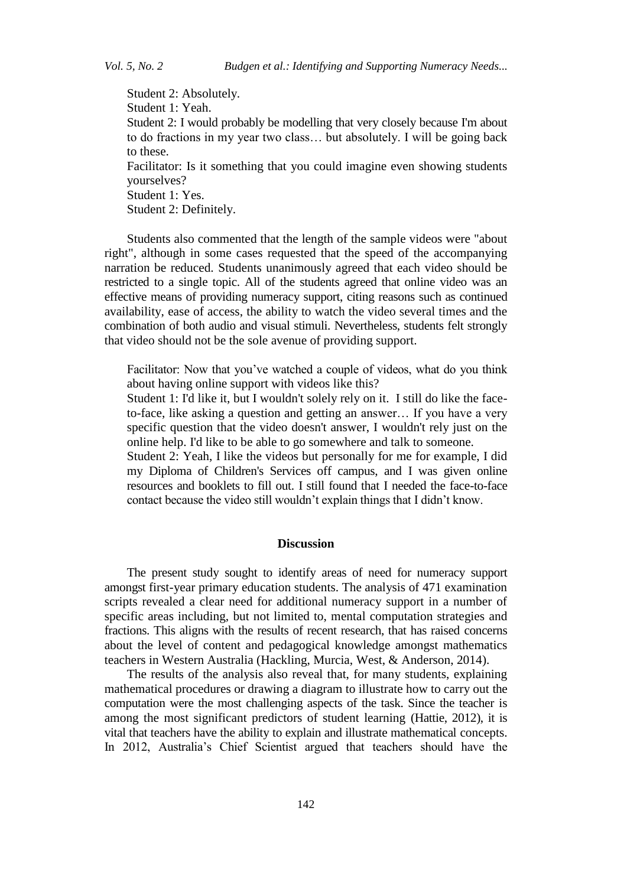Student 2: Absolutely.
Student 1: Yeah.
Student 2: I would probably be modelling that very closely because I'm about to do fractions in my year two class… but absolutely. I will be going back to these.
Facilitator: Is it something that you could imagine even showing students yourselves?
Student 1: Yes.
Student 2: Definitely.

Students also commented that the length of the sample videos were "about right", although in some cases requested that the speed of the accompanying narration be reduced. Students unanimously agreed that each video should be restricted to a single topic. All of the students agreed that online video was an effective means of providing numeracy support, citing reasons such as continued availability, ease of access, the ability to watch the video several times and the combination of both audio and visual stimuli. Nevertheless, students felt strongly that video should not be the sole avenue of providing support.

Facilitator: Now that you've watched a couple of videos, what do you think about having online support with videos like this?
Student 1: I'd like it, but I wouldn't solely rely on it. I still do like the face-to-face, like asking a question and getting an answer… If you have a very specific question that the video doesn't answer, I wouldn't rely just on the online help. I'd like to be able to go somewhere and talk to someone.
Student 2: Yeah, I like the videos but personally for me for example, I did my Diploma of Children's Services off campus, and I was given online resources and booklets to fill out. I still found that I needed the face-to-face contact because the video still wouldn't explain things that I didn't know.

## Discussion

The present study sought to identify areas of need for numeracy support amongst first-year primary education students. The analysis of 471 examination scripts revealed a clear need for additional numeracy support in a number of specific areas including, but not limited to, mental computation strategies and fractions. This aligns with the results of recent research, that has raised concerns about the level of content and pedagogical knowledge amongst mathematics teachers in Western Australia (Hackling, Murcia, West, & Anderson, 2014).

The results of the analysis also reveal that, for many students, explaining mathematical procedures or drawing a diagram to illustrate how to carry out the computation were the most challenging aspects of the task. Since the teacher is among the most significant predictors of student learning (Hattie, 2012), it is vital that teachers have the ability to explain and illustrate mathematical concepts. In 2012, Australia's Chief Scientist argued that teachers should have the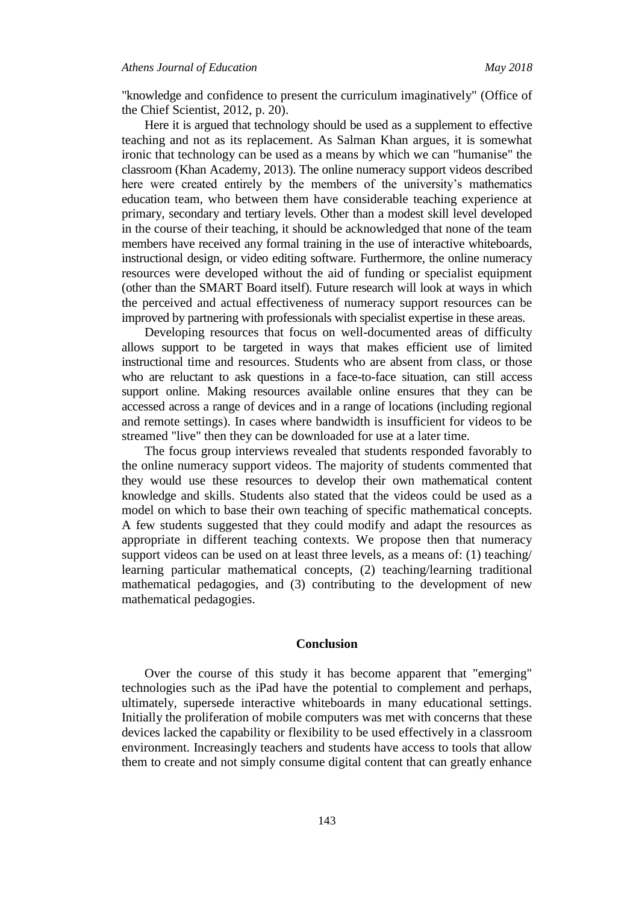"knowledge and confidence to present the curriculum imaginatively" (Office of the Chief Scientist, 2012, p. 20).

Here it is argued that technology should be used as a supplement to effective teaching and not as its replacement. As Salman Khan argues, it is somewhat ironic that technology can be used as a means by which we can "humanise" the classroom (Khan Academy, 2013). The online numeracy support videos described here were created entirely by the members of the university's mathematics education team, who between them have considerable teaching experience at primary, secondary and tertiary levels. Other than a modest skill level developed in the course of their teaching, it should be acknowledged that none of the team members have received any formal training in the use of interactive whiteboards, instructional design, or video editing software. Furthermore, the online numeracy resources were developed without the aid of funding or specialist equipment (other than the SMART Board itself). Future research will look at ways in which the perceived and actual effectiveness of numeracy support resources can be improved by partnering with professionals with specialist expertise in these areas.

Developing resources that focus on well-documented areas of difficulty allows support to be targeted in ways that makes efficient use of limited instructional time and resources. Students who are absent from class, or those who are reluctant to ask questions in a face-to-face situation, can still access support online. Making resources available online ensures that they can be accessed across a range of devices and in a range of locations (including regional and remote settings). In cases where bandwidth is insufficient for videos to be streamed "live" then they can be downloaded for use at a later time.

The focus group interviews revealed that students responded favorably to the online numeracy support videos. The majority of students commented that they would use these resources to develop their own mathematical content knowledge and skills. Students also stated that the videos could be used as a model on which to base their own teaching of specific mathematical concepts. A few students suggested that they could modify and adapt the resources as appropriate in different teaching contexts. We propose then that numeracy support videos can be used on at least three levels, as a means of: (1) teaching/ learning particular mathematical concepts, (2) teaching/learning traditional mathematical pedagogies, and (3) contributing to the development of new mathematical pedagogies.

## Conclusion

Over the course of this study it has become apparent that "emerging" technologies such as the iPad have the potential to complement and perhaps, ultimately, supersede interactive whiteboards in many educational settings. Initially the proliferation of mobile computers was met with concerns that these devices lacked the capability or flexibility to be used effectively in a classroom environment. Increasingly teachers and students have access to tools that allow them to create and not simply consume digital content that can greatly enhance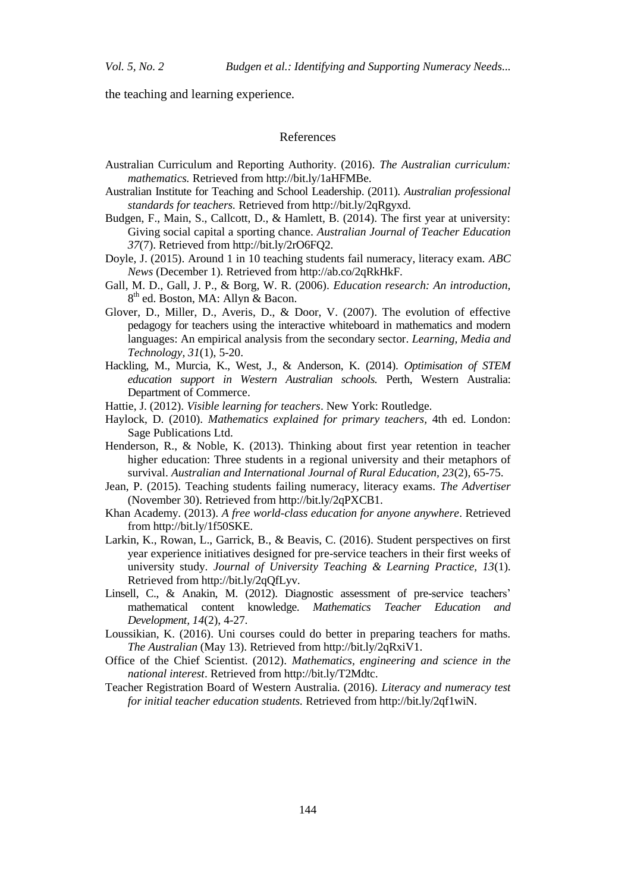the teaching and learning experience.

## References

Australian Curriculum and Reporting Authority. (2016). *The Australian curriculum: mathematics.* Retrieved from http://bit.ly/1aHFMBe.

Australian Institute for Teaching and School Leadership. (2011). *Australian professional standards for teachers.* Retrieved from http://bit.ly/2qRgyxd.

Budgen, F., Main, S., Callcott, D., & Hamlett, B. (2014). The first year at university: Giving social capital a sporting chance. *Australian Journal of Teacher Education 37*(7). Retrieved from http://bit.ly/2rO6FQ2.

Doyle, J. (2015). Around 1 in 10 teaching students fail numeracy, literacy exam. *ABC News* (December 1). Retrieved from http://ab.co/2qRkHkF.

Gall, M. D., Gall, J. P., & Borg, W. R. (2006). *Education research: An introduction,* 8th ed. Boston, MA: Allyn & Bacon.

Glover, D., Miller, D., Averis, D., & Door, V. (2007). The evolution of effective pedagogy for teachers using the interactive whiteboard in mathematics and modern languages: An empirical analysis from the secondary sector. *Learning, Media and Technology, 31*(1), 5-20.

Hackling, M., Murcia, K., West, J., & Anderson, K. (2014). *Optimisation of STEM education support in Western Australian schools.* Perth, Western Australia: Department of Commerce.

Hattie, J. (2012). *Visible learning for teachers*. New York: Routledge.

Haylock, D. (2010). *Mathematics explained for primary teachers*, 4th ed. London: Sage Publications Ltd.

Henderson, R., & Noble, K. (2013). Thinking about first year retention in teacher higher education: Three students in a regional university and their metaphors of survival. *Australian and International Journal of Rural Education, 23*(2), 65-75.

Jean, P. (2015). Teaching students failing numeracy, literacy exams. *The Advertiser* (November 30). Retrieved from http://bit.ly/2qPXCB1.

Khan Academy. (2013). *A free world-class education for anyone anywhere*. Retrieved from http://bit.ly/1f50SKE.

Larkin, K., Rowan, L., Garrick, B., & Beavis, C. (2016). Student perspectives on first year experience initiatives designed for pre-service teachers in their first weeks of university study. *Journal of University Teaching & Learning Practice, 13*(1). Retrieved from http://bit.ly/2qQfLyv.

Linsell, C., & Anakin, M. (2012). Diagnostic assessment of pre-service teachers' mathematical content knowledge. *Mathematics Teacher Education and Development, 14*(2), 4-27.

Loussikian, K. (2016). Uni courses could do better in preparing teachers for maths. *The Australian* (May 13). Retrieved from http://bit.ly/2qRxiV1.

Office of the Chief Scientist. (2012). *Mathematics, engineering and science in the national interest*. Retrieved from http://bit.ly/T2Mdtc.

Teacher Registration Board of Western Australia. (2016). *Literacy and numeracy test for initial teacher education students.* Retrieved from http://bit.ly/2qf1wiN.